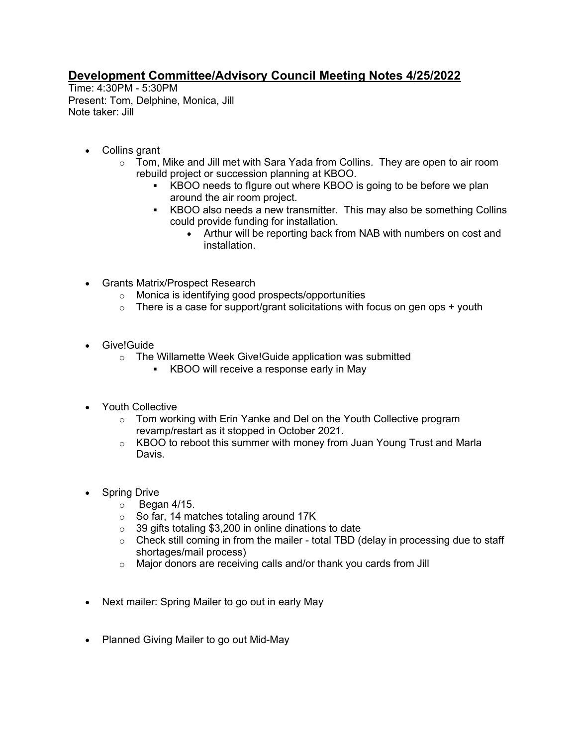# Development Committee/Advisory Council Meeting Notes 4/25/2022

Time: 4:30PM - 5:30PM
Present: Tom, Delphine, Monica, Jill
Note taker: Jill

- Collins grant
  - Tom, Mike and Jill met with Sara Yada from Collins. They are open to air room rebuild project or succession planning at KBOO.
    - KBOO needs to fIgure out where KBOO is going to be before we plan around the air room project.
    - KBOO also needs a new transmitter. This may also be something Collins could provide funding for installation.
      - Arthur will be reporting back from NAB with numbers on cost and installation.

- Grants Matrix/Prospect Research
  - Monica is identifying good prospects/opportunities
  - There is a case for support/grant solicitations with focus on gen ops + youth

- Give!Guide
  - The Willamette Week Give!Guide application was submitted
    - KBOO will receive a response early in May

- Youth Collective
  - Tom working with Erin Yanke and Del on the Youth Collective program revamp/restart as it stopped in October 2021.
  - KBOO to reboot this summer with money from Juan Young Trust and Marla Davis.

- Spring Drive
  - Began 4/15.
  - So far, 14 matches totaling around 17K
  - 39 gifts totaling $3,200 in online dinations to date
  - Check still coming in from the mailer - total TBD (delay in processing due to staff shortages/mail process)
  - Major donors are receiving calls and/or thank you cards from Jill

- Next mailer: Spring Mailer to go out in early May

- Planned Giving Mailer to go out Mid-May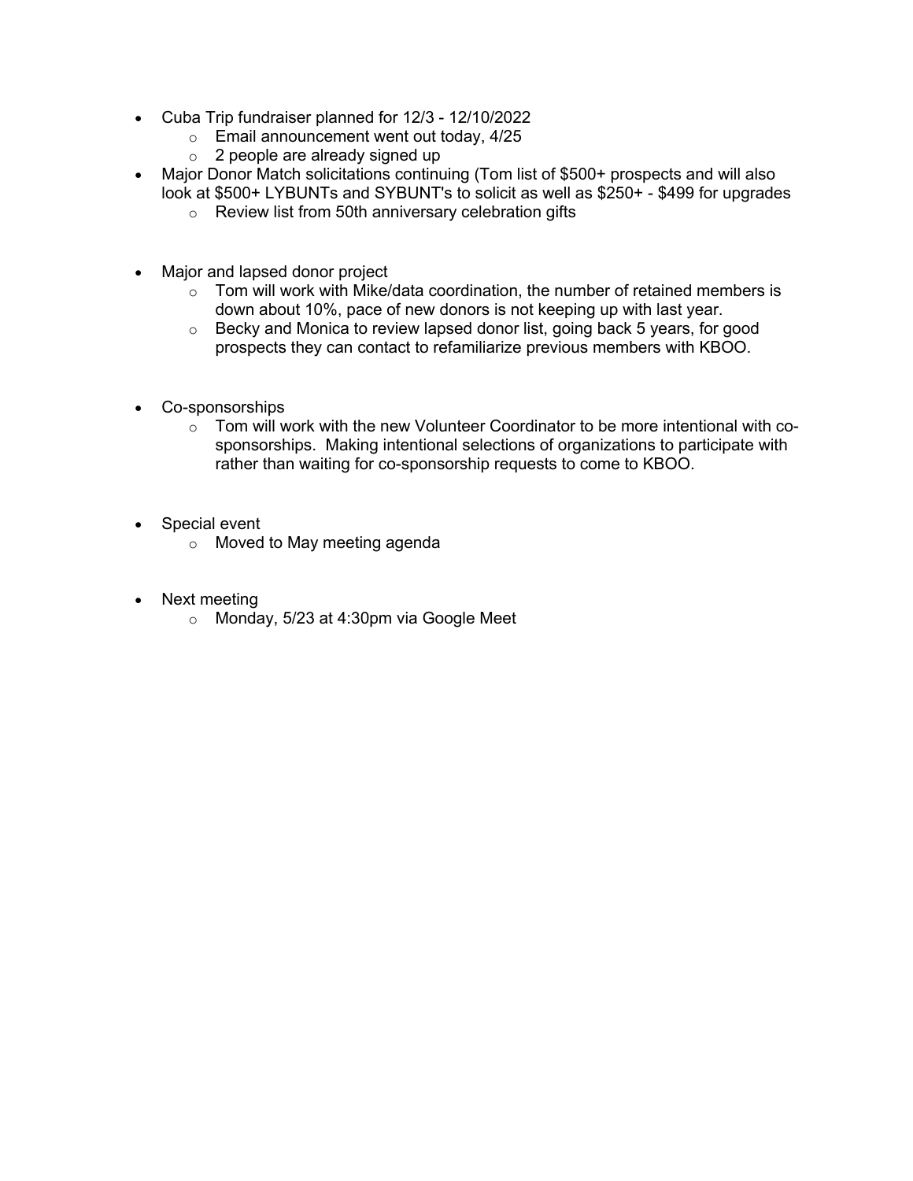- Cuba Trip fundraiser planned for 12/3 - 12/10/2022
  - Email announcement went out today, 4/25
  - 2 people are already signed up
- Major Donor Match solicitations continuing (Tom list of $500+ prospects and will also look at $500+ LYBUNTs and SYBUNT's to solicit as well as $250+ - $499 for upgrades
  - Review list from 50th anniversary celebration gifts

- Major and lapsed donor project
  - Tom will work with Mike/data coordination, the number of retained members is down about 10%, pace of new donors is not keeping up with last year.
  - Becky and Monica to review lapsed donor list, going back 5 years, for good prospects they can contact to refamiliarize previous members with KBOO.

- Co-sponsorships
  - Tom will work with the new Volunteer Coordinator to be more intentional with co-sponsorships. Making intentional selections of organizations to participate with rather than waiting for co-sponsorship requests to come to KBOO.

- Special event
  - Moved to May meeting agenda

- Next meeting
  - Monday, 5/23 at 4:30pm via Google Meet